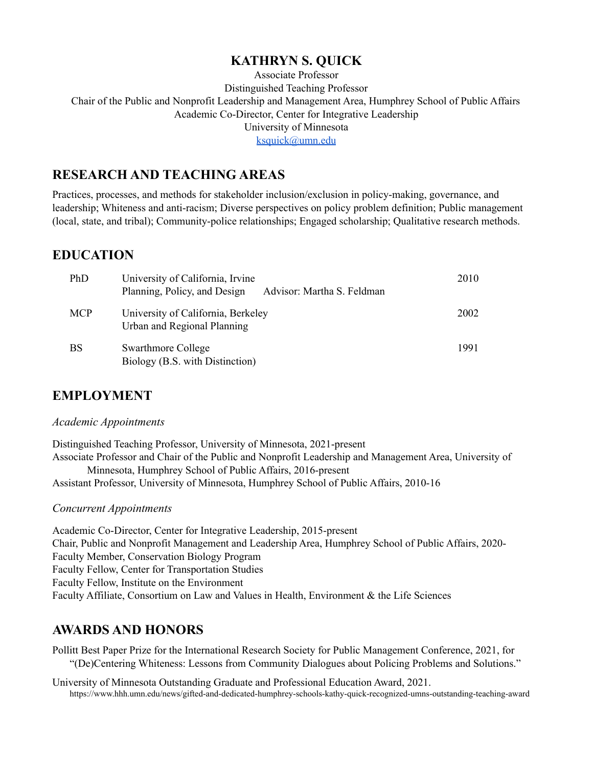# KATHRYN S. QUICK

Associate Professor
Distinguished Teaching Professor
Chair of the Public and Nonprofit Leadership and Management Area, Humphrey School of Public Affairs
Academic Co-Director, Center for Integrative Leadership
University of Minnesota
ksquick@umn.edu

## RESEARCH AND TEACHING AREAS

Practices, processes, and methods for stakeholder inclusion/exclusion in policy-making, governance, and leadership; Whiteness and anti-racism; Diverse perspectives on policy problem definition; Public management (local, state, and tribal); Community-police relationships; Engaged scholarship; Qualitative research methods.

## EDUCATION

| | | |
|---|---|---|
| PhD | University of California, Irvine<br>Planning, Policy, and Design Advisor: Martha S. Feldman | 2010 |
| MCP | University of California, Berkeley<br>Urban and Regional Planning | 2002 |
| BS | Swarthmore College<br>Biology (B.S. with Distinction) | 1991 |

## EMPLOYMENT

*Academic Appointments*

Distinguished Teaching Professor, University of Minnesota, 2021-present
Associate Professor and Chair of the Public and Nonprofit Leadership and Management Area, University of Minnesota, Humphrey School of Public Affairs, 2016-present
Assistant Professor, University of Minnesota, Humphrey School of Public Affairs, 2010-16

*Concurrent Appointments*

Academic Co-Director, Center for Integrative Leadership, 2015-present
Chair, Public and Nonprofit Management and Leadership Area, Humphrey School of Public Affairs, 2020-
Faculty Member, Conservation Biology Program
Faculty Fellow, Center for Transportation Studies
Faculty Fellow, Institute on the Environment
Faculty Affiliate, Consortium on Law and Values in Health, Environment & the Life Sciences

## AWARDS AND HONORS

Pollitt Best Paper Prize for the International Research Society for Public Management Conference, 2021, for "(De)Centering Whiteness: Lessons from Community Dialogues about Policing Problems and Solutions."

University of Minnesota Outstanding Graduate and Professional Education Award, 2021.
https://www.hhh.umn.edu/news/gifted-and-dedicated-humphrey-schools-kathy-quick-recognized-umns-outstanding-teaching-award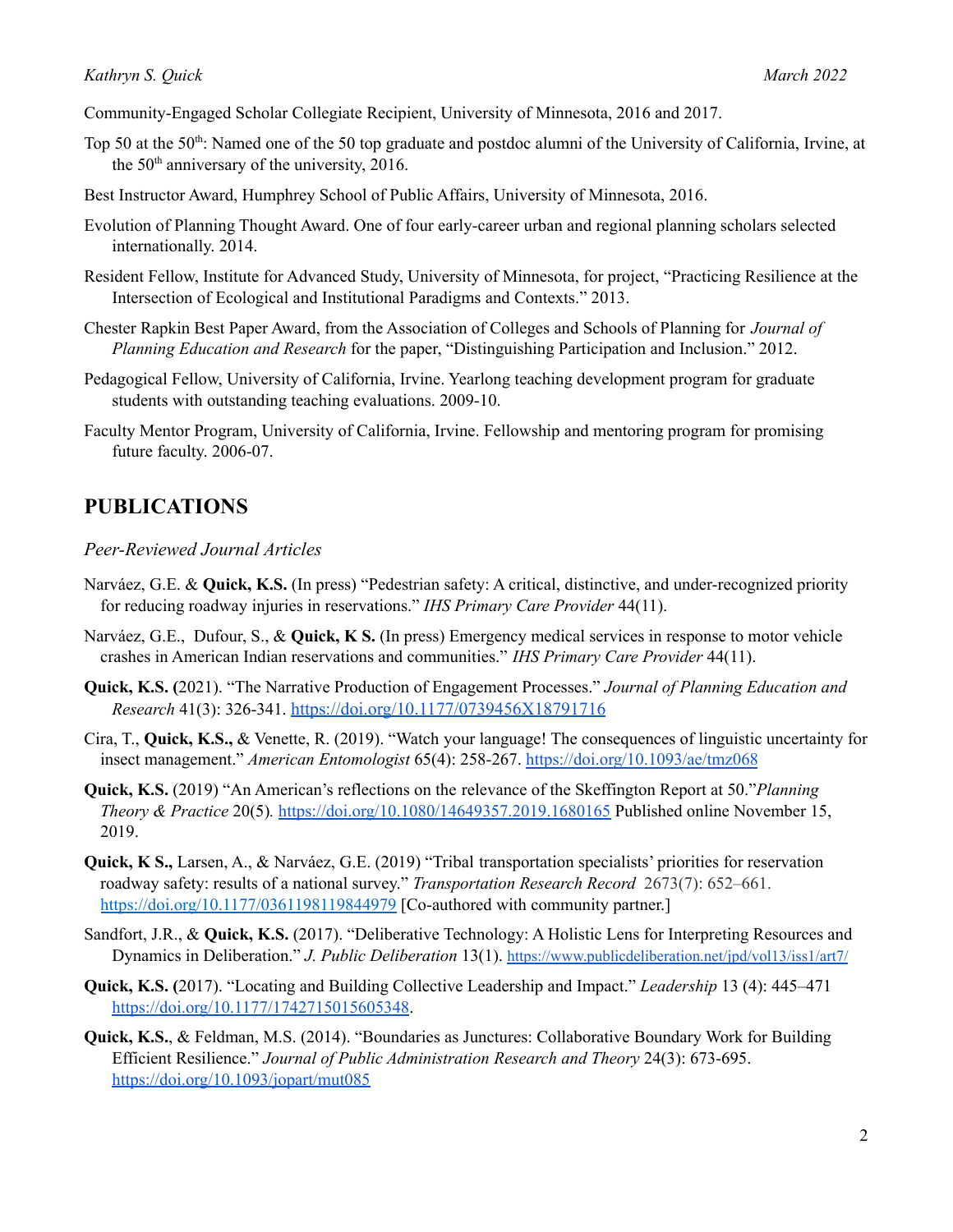Community-Engaged Scholar Collegiate Recipient, University of Minnesota, 2016 and 2017.

Top 50 at the 50th: Named one of the 50 top graduate and postdoc alumni of the University of California, Irvine, at the 50th anniversary of the university, 2016.

Best Instructor Award, Humphrey School of Public Affairs, University of Minnesota, 2016.

Evolution of Planning Thought Award. One of four early-career urban and regional planning scholars selected internationally. 2014.

Resident Fellow, Institute for Advanced Study, University of Minnesota, for project, "Practicing Resilience at the Intersection of Ecological and Institutional Paradigms and Contexts." 2013.

Chester Rapkin Best Paper Award, from the Association of Colleges and Schools of Planning for *Journal of Planning Education and Research* for the paper, "Distinguishing Participation and Inclusion." 2012.

Pedagogical Fellow, University of California, Irvine. Yearlong teaching development program for graduate students with outstanding teaching evaluations. 2009-10.

Faculty Mentor Program, University of California, Irvine. Fellowship and mentoring program for promising future faculty. 2006-07.

## PUBLICATIONS

### *Peer-Reviewed Journal Articles*

Narváez, G.E. & **Quick, K.S.** (In press) "Pedestrian safety: A critical, distinctive, and under-recognized priority for reducing roadway injuries in reservations." *IHS Primary Care Provider* 44(11).

Narváez, G.E., Dufour, S., & **Quick, K S.** (In press) Emergency medical services in response to motor vehicle crashes in American Indian reservations and communities." *IHS Primary Care Provider* 44(11).

**Quick, K.S. (**2021). "The Narrative Production of Engagement Processes." *Journal of Planning Education and Research* 41(3): 326-341. https://doi.org/10.1177/0739456X18791716

Cira, T., **Quick, K.S.,** & Venette, R. (2019). "Watch your language! The consequences of linguistic uncertainty for insect management." *American Entomologist* 65(4): 258-267. https://doi.org/10.1093/ae/tmz068

**Quick, K.S.** (2019) "An American's reflections on the relevance of the Skeffington Report at 50."*Planning Theory & Practice* 20(5). https://doi.org/10.1080/14649357.2019.1680165 Published online November 15, 2019.

**Quick, K S.,** Larsen, A., & Narváez, G.E. (2019) "Tribal transportation specialists' priorities for reservation roadway safety: results of a national survey." *Transportation Research Record* 2673(7): 652–661. https://doi.org/10.1177/0361198119844979 [Co-authored with community partner.]

Sandfort, J.R., & **Quick, K.S.** (2017). "Deliberative Technology: A Holistic Lens for Interpreting Resources and Dynamics in Deliberation." *J. Public Deliberation* 13(1). https://www.publicdeliberation.net/jpd/vol13/iss1/art7/

**Quick, K.S. (**2017). "Locating and Building Collective Leadership and Impact." *Leadership* 13 (4): 445–471 https://doi.org/10.1177/1742715015605348.

**Quick, K.S.**, & Feldman, M.S. (2014). "Boundaries as Junctures: Collaborative Boundary Work for Building Efficient Resilience." *Journal of Public Administration Research and Theory* 24(3): 673-695. https://doi.org/10.1093/jopart/mut085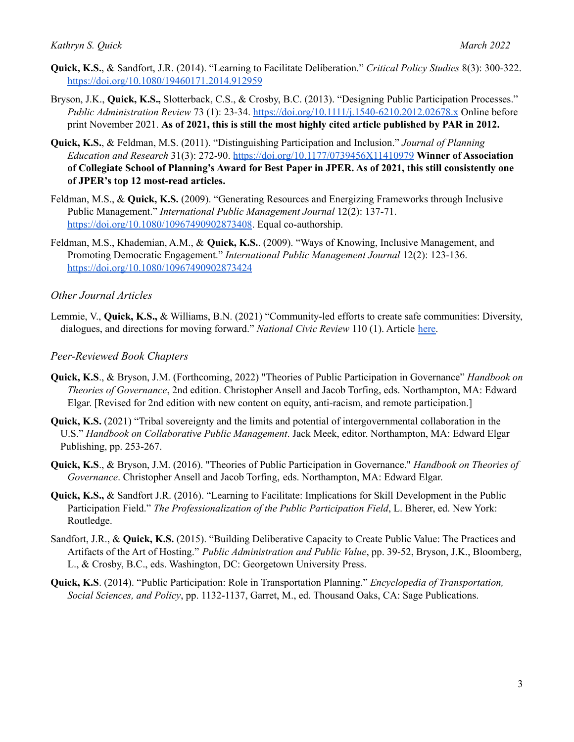**Quick, K.S.**, & Sandfort, J.R. (2014). "Learning to Facilitate Deliberation." *Critical Policy Studies* 8(3): 300-322. https://doi.org/10.1080/19460171.2014.912959

Bryson, J.K., **Quick, K.S.,** Slotterback, C.S., & Crosby, B.C. (2013). "Designing Public Participation Processes." *Public Administration Review* 73 (1): 23-34. https://doi.org/10.1111/j.1540-6210.2012.02678.x Online before print November 2021. **As of 2021, this is still the most highly cited article published by PAR in 2012.**

**Quick, K.S.**, & Feldman, M.S. (2011). "Distinguishing Participation and Inclusion." *Journal of Planning Education and Research* 31(3): 272-90. https://doi.org/10.1177/0739456X11410979 **Winner of Association of Collegiate School of Planning's Award for Best Paper in JPER. As of 2021, this still consistently one of JPER's top 12 most-read articles.**

Feldman, M.S., & **Quick, K.S.** (2009). "Generating Resources and Energizing Frameworks through Inclusive Public Management." *International Public Management Journal* 12(2): 137-71. https://doi.org/10.1080/10967490902873408. Equal co-authorship.

Feldman, M.S., Khademian, A.M., & **Quick, K.S.**. (2009). "Ways of Knowing, Inclusive Management, and Promoting Democratic Engagement." *International Public Management Journal* 12(2): 123-136. https://doi.org/10.1080/10967490902873424

*Other Journal Articles*

Lemmie, V., **Quick, K.S.,** & Williams, B.N. (2021) "Community-led efforts to create safe communities: Diversity, dialogues, and directions for moving forward." *National Civic Review* 110 (1). Article here.

*Peer-Reviewed Book Chapters*

**Quick, K.S**., & Bryson, J.M. (Forthcoming, 2022) "Theories of Public Participation in Governance" *Handbook on Theories of Governance*, 2nd edition. Christopher Ansell and Jacob Torfing, eds. Northampton, MA: Edward Elgar. [Revised for 2nd edition with new content on equity, anti-racism, and remote participation.]

**Quick, K.S.** (2021) "Tribal sovereignty and the limits and potential of intergovernmental collaboration in the U.S." *Handbook on Collaborative Public Management*. Jack Meek, editor. Northampton, MA: Edward Elgar Publishing, pp. 253-267.

**Quick, K.S**., & Bryson, J.M. (2016). "Theories of Public Participation in Governance." *Handbook on Theories of Governance*. Christopher Ansell and Jacob Torfing, eds. Northampton, MA: Edward Elgar.

**Quick, K.S.,** & Sandfort J.R. (2016). "Learning to Facilitate: Implications for Skill Development in the Public Participation Field." *The Professionalization of the Public Participation Field*, L. Bherer, ed. New York: Routledge.

Sandfort, J.R., & **Quick, K.S.** (2015). "Building Deliberative Capacity to Create Public Value: The Practices and Artifacts of the Art of Hosting." *Public Administration and Public Value*, pp. 39-52, Bryson, J.K., Bloomberg, L., & Crosby, B.C., eds. Washington, DC: Georgetown University Press.

**Quick, K.S**. (2014). "Public Participation: Role in Transportation Planning." *Encyclopedia of Transportation, Social Sciences, and Policy*, pp. 1132-1137, Garret, M., ed. Thousand Oaks, CA: Sage Publications.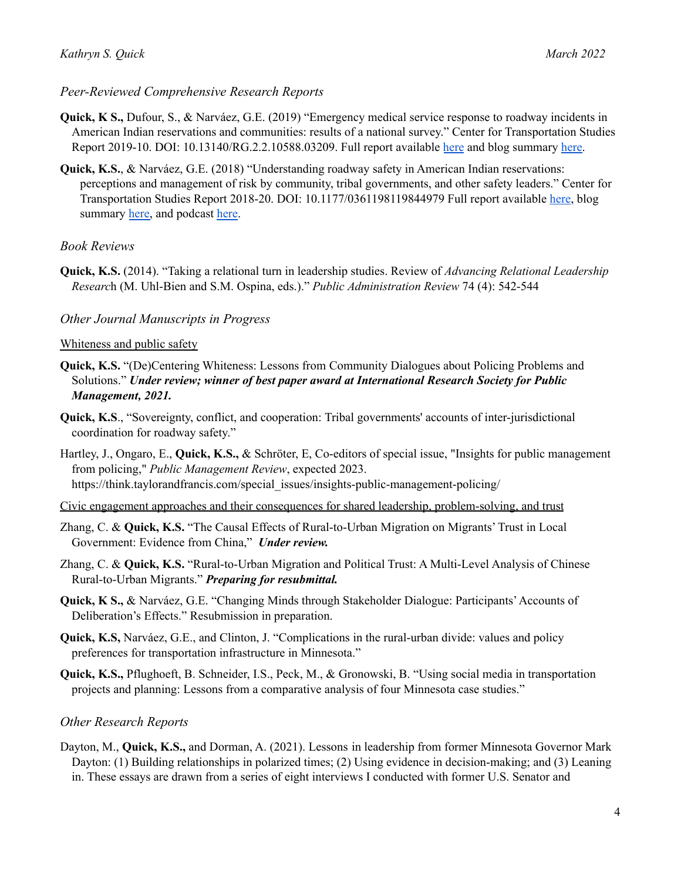### *Peer-Reviewed Comprehensive Research Reports*

**Quick, K S.,** Dufour, S., & Narváez, G.E. (2019) "Emergency medical service response to roadway incidents in American Indian reservations and communities: results of a national survey." Center for Transportation Studies Report 2019-10. DOI: 10.13140/RG.2.2.10588.03209. Full report available here and blog summary here.

**Quick, K.S.**, & Narváez, G.E. (2018) "Understanding roadway safety in American Indian reservations: perceptions and management of risk by community, tribal governments, and other safety leaders." Center for Transportation Studies Report 2018-20. DOI: 10.1177/0361198119844979 Full report available here, blog summary here, and podcast here.

### *Book Reviews*

**Quick, K.S.** (2014). "Taking a relational turn in leadership studies. Review of *Advancing Relational Leadership Researc*h (M. Uhl-Bien and S.M. Ospina, eds.)." *Public Administration Review* 74 (4): 542-544

### *Other Journal Manuscripts in Progress*

Whiteness and public safety

**Quick, K.S.** "(De)Centering Whiteness: Lessons from Community Dialogues about Policing Problems and Solutions." ***Under review; winner of best paper award at International Research Society for Public Management, 2021.***

**Quick, K.S**., "Sovereignty, conflict, and cooperation: Tribal governments' accounts of inter-jurisdictional coordination for roadway safety."

Hartley, J., Ongaro, E., **Quick, K.S.,** & Schröter, E, Co-editors of special issue, "Insights for public management from policing," *Public Management Review*, expected 2023. https://think.taylorandfrancis.com/special_issues/insights-public-management-policing/

Civic engagement approaches and their consequences for shared leadership, problem-solving, and trust

Zhang, C. & **Quick, K.S.** "The Causal Effects of Rural-to-Urban Migration on Migrants' Trust in Local Government: Evidence from China," ***Under review.***

Zhang, C. & **Quick, K.S.** "Rural-to-Urban Migration and Political Trust: A Multi-Level Analysis of Chinese Rural-to-Urban Migrants." ***Preparing for resubmittal.***

**Quick, K S.,** & Narváez, G.E. "Changing Minds through Stakeholder Dialogue: Participants' Accounts of Deliberation's Effects." Resubmission in preparation.

**Quick, K.S,** Narváez, G.E., and Clinton, J. "Complications in the rural-urban divide: values and policy preferences for transportation infrastructure in Minnesota."

**Quick, K.S.,** Pflughoeft, B. Schneider, I.S., Peck, M., & Gronowski, B. "Using social media in transportation projects and planning: Lessons from a comparative analysis of four Minnesota case studies."

### *Other Research Reports*

Dayton, M., **Quick, K.S.,** and Dorman, A. (2021). Lessons in leadership from former Minnesota Governor Mark Dayton: (1) Building relationships in polarized times; (2) Using evidence in decision-making; and (3) Leaning in. These essays are drawn from a series of eight interviews I conducted with former U.S. Senator and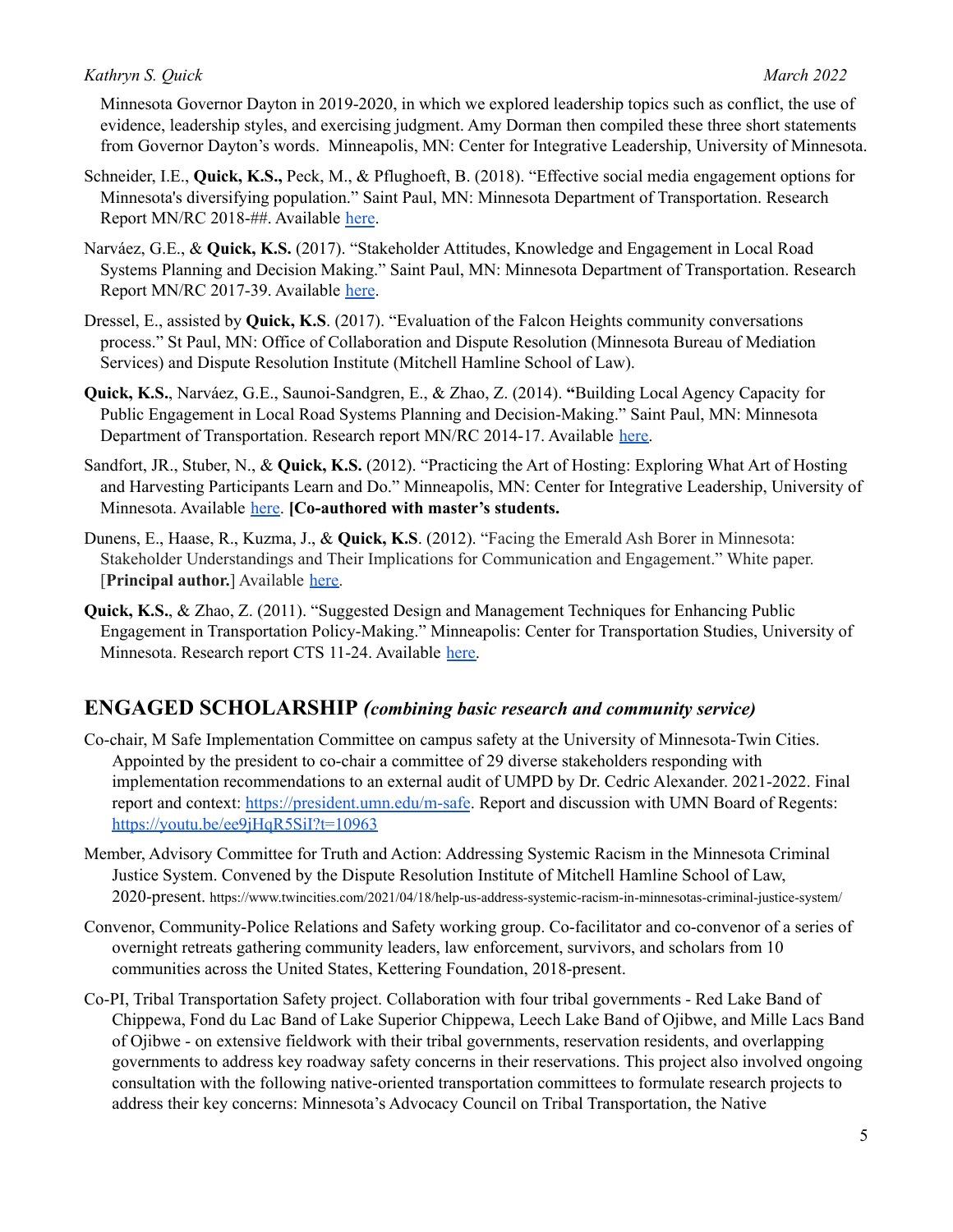Minnesota Governor Dayton in 2019-2020, in which we explored leadership topics such as conflict, the use of evidence, leadership styles, and exercising judgment. Amy Dorman then compiled these three short statements from Governor Dayton's words. Minneapolis, MN: Center for Integrative Leadership, University of Minnesota.

Schneider, I.E., **Quick, K.S.,** Peck, M., & Pflughoeft, B. (2018). "Effective social media engagement options for Minnesota's diversifying population." Saint Paul, MN: Minnesota Department of Transportation. Research Report MN/RC 2018-##. Available here.

Narváez, G.E., & **Quick, K.S.** (2017). "Stakeholder Attitudes, Knowledge and Engagement in Local Road Systems Planning and Decision Making." Saint Paul, MN: Minnesota Department of Transportation. Research Report MN/RC 2017-39. Available here.

Dressel, E., assisted by **Quick, K.S**. (2017). "Evaluation of the Falcon Heights community conversations process." St Paul, MN: Office of Collaboration and Dispute Resolution (Minnesota Bureau of Mediation Services) and Dispute Resolution Institute (Mitchell Hamline School of Law).

**Quick, K.S.**, Narváez, G.E., Saunoi-Sandgren, E., & Zhao, Z. (2014). **"**Building Local Agency Capacity for Public Engagement in Local Road Systems Planning and Decision-Making." Saint Paul, MN: Minnesota Department of Transportation. Research report MN/RC 2014-17. Available here.

Sandfort, JR., Stuber, N., & **Quick, K.S.** (2012). "Practicing the Art of Hosting: Exploring What Art of Hosting and Harvesting Participants Learn and Do." Minneapolis, MN: Center for Integrative Leadership, University of Minnesota. Available here. **[Co-authored with master's students.**

Dunens, E., Haase, R., Kuzma, J., & **Quick, K.S**. (2012). "Facing the Emerald Ash Borer in Minnesota: Stakeholder Understandings and Their Implications for Communication and Engagement." White paper. [**Principal author.**] Available here.

**Quick, K.S.**, & Zhao, Z. (2011). "Suggested Design and Management Techniques for Enhancing Public Engagement in Transportation Policy-Making." Minneapolis: Center for Transportation Studies, University of Minnesota. Research report CTS 11-24. Available here.

## ENGAGED SCHOLARSHIP *(combining basic research and community service)*

Co-chair, M Safe Implementation Committee on campus safety at the University of Minnesota-Twin Cities. Appointed by the president to co-chair a committee of 29 diverse stakeholders responding with implementation recommendations to an external audit of UMPD by Dr. Cedric Alexander. 2021-2022. Final report and context: https://president.umn.edu/m-safe. Report and discussion with UMN Board of Regents: https://youtu.be/ee9jHqR5SiI?t=10963

Member, Advisory Committee for Truth and Action: Addressing Systemic Racism in the Minnesota Criminal Justice System. Convened by the Dispute Resolution Institute of Mitchell Hamline School of Law, 2020-present. https://www.twincities.com/2021/04/18/help-us-address-systemic-racism-in-minnesotas-criminal-justice-system/

Convenor, Community-Police Relations and Safety working group. Co-facilitator and co-convenor of a series of overnight retreats gathering community leaders, law enforcement, survivors, and scholars from 10 communities across the United States, Kettering Foundation, 2018-present.

Co-PI, Tribal Transportation Safety project. Collaboration with four tribal governments - Red Lake Band of Chippewa, Fond du Lac Band of Lake Superior Chippewa, Leech Lake Band of Ojibwe, and Mille Lacs Band of Ojibwe - on extensive fieldwork with their tribal governments, reservation residents, and overlapping governments to address key roadway safety concerns in their reservations. This project also involved ongoing consultation with the following native-oriented transportation committees to formulate research projects to address their key concerns: Minnesota's Advocacy Council on Tribal Transportation, the Native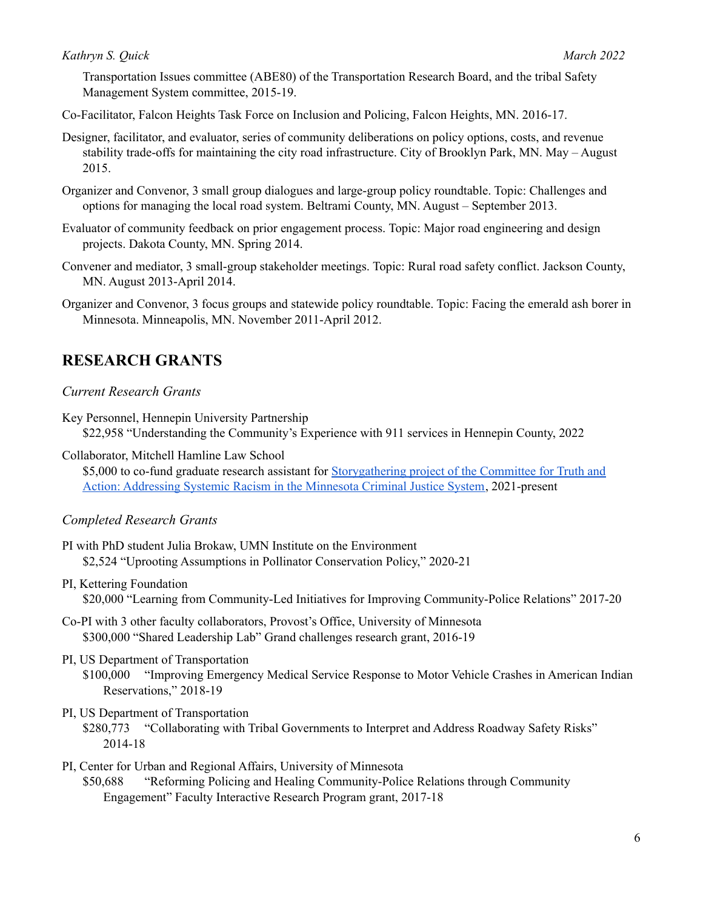Transportation Issues committee (ABE80) of the Transportation Research Board, and the tribal Safety Management System committee, 2015-19.

Co-Facilitator, Falcon Heights Task Force on Inclusion and Policing, Falcon Heights, MN. 2016-17.

Designer, facilitator, and evaluator, series of community deliberations on policy options, costs, and revenue stability trade-offs for maintaining the city road infrastructure. City of Brooklyn Park, MN. May – August 2015.

Organizer and Convenor, 3 small group dialogues and large-group policy roundtable. Topic: Challenges and options for managing the local road system. Beltrami County, MN. August – September 2013.

Evaluator of community feedback on prior engagement process. Topic: Major road engineering and design projects. Dakota County, MN. Spring 2014.

Convener and mediator, 3 small-group stakeholder meetings. Topic: Rural road safety conflict. Jackson County, MN. August 2013-April 2014.

Organizer and Convenor, 3 focus groups and statewide policy roundtable. Topic: Facing the emerald ash borer in Minnesota. Minneapolis, MN. November 2011-April 2012.

## RESEARCH GRANTS

*Current Research Grants*

Key Personnel, Hennepin University Partnership
$22,958 "Understanding the Community's Experience with 911 services in Hennepin County, 2022

Collaborator, Mitchell Hamline Law School
$5,000 to co-fund graduate research assistant for Storygathering project of the Committee for Truth and Action: Addressing Systemic Racism in the Minnesota Criminal Justice System, 2021-present

*Completed Research Grants*

PI with PhD student Julia Brokaw, UMN Institute on the Environment
$2,524 "Uprooting Assumptions in Pollinator Conservation Policy," 2020-21

PI, Kettering Foundation
$20,000 "Learning from Community-Led Initiatives for Improving Community-Police Relations" 2017-20

Co-PI with 3 other faculty collaborators, Provost's Office, University of Minnesota
$300,000 "Shared Leadership Lab" Grand challenges research grant, 2016-19

PI, US Department of Transportation
$100,000 "Improving Emergency Medical Service Response to Motor Vehicle Crashes in American Indian Reservations," 2018-19

PI, US Department of Transportation
$280,773 "Collaborating with Tribal Governments to Interpret and Address Roadway Safety Risks" 2014-18

PI, Center for Urban and Regional Affairs, University of Minnesota
$50,688 "Reforming Policing and Healing Community-Police Relations through Community Engagement" Faculty Interactive Research Program grant, 2017-18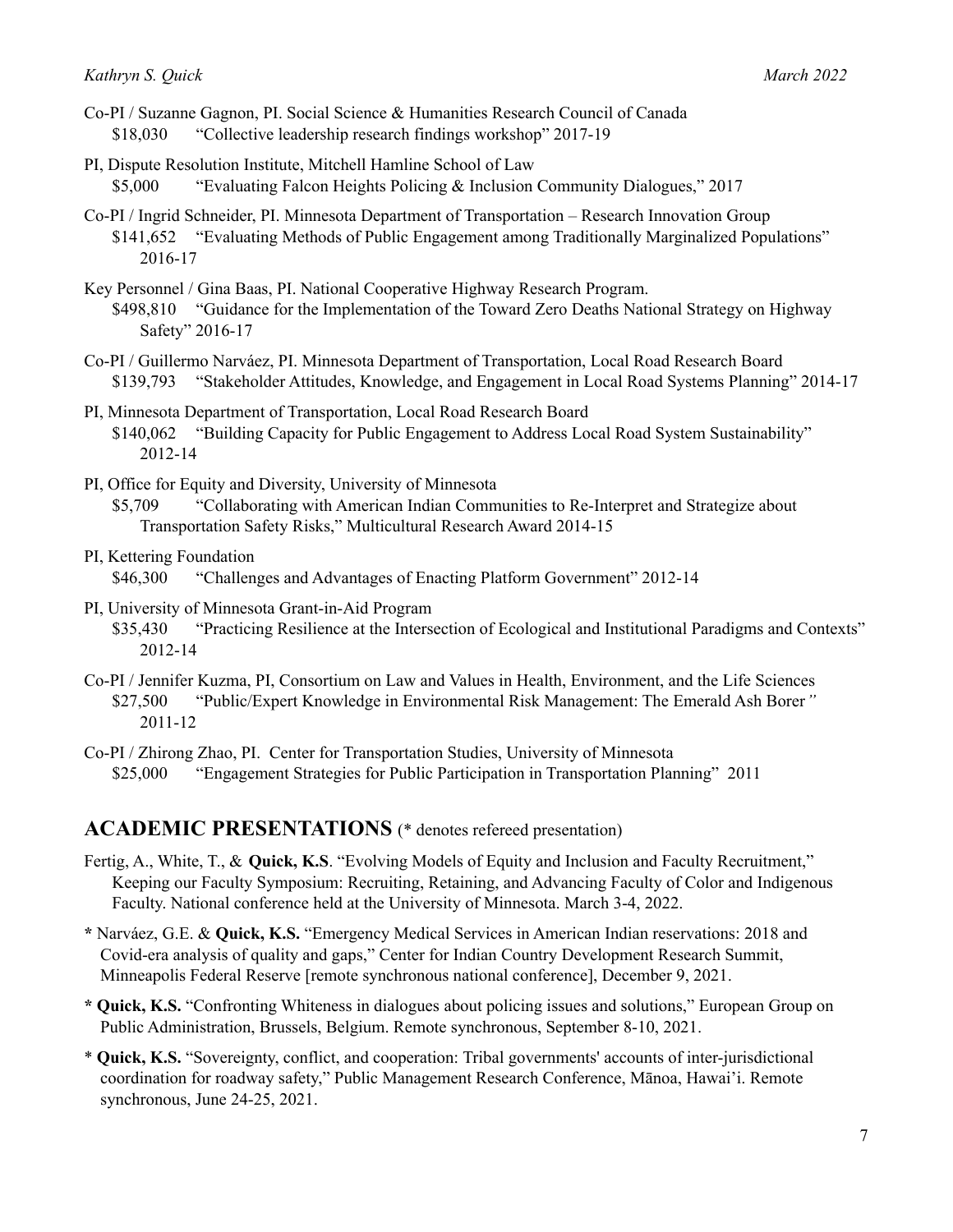Co-PI / Suzanne Gagnon, PI. Social Science & Humanities Research Council of Canada
$18,030 "Collective leadership research findings workshop" 2017-19

PI, Dispute Resolution Institute, Mitchell Hamline School of Law
$5,000 "Evaluating Falcon Heights Policing & Inclusion Community Dialogues," 2017

Co-PI / Ingrid Schneider, PI. Minnesota Department of Transportation – Research Innovation Group
$141,652 "Evaluating Methods of Public Engagement among Traditionally Marginalized Populations" 2016-17

Key Personnel / Gina Baas, PI. National Cooperative Highway Research Program.
$498,810 "Guidance for the Implementation of the Toward Zero Deaths National Strategy on Highway Safety" 2016-17

Co-PI / Guillermo Narváez, PI. Minnesota Department of Transportation, Local Road Research Board
$139,793 "Stakeholder Attitudes, Knowledge, and Engagement in Local Road Systems Planning" 2014-17

PI, Minnesota Department of Transportation, Local Road Research Board
$140,062 "Building Capacity for Public Engagement to Address Local Road System Sustainability" 2012-14

PI, Office for Equity and Diversity, University of Minnesota
$5,709 "Collaborating with American Indian Communities to Re-Interpret and Strategize about Transportation Safety Risks," Multicultural Research Award 2014-15

PI, Kettering Foundation
$46,300 "Challenges and Advantages of Enacting Platform Government" 2012-14

PI, University of Minnesota Grant-in-Aid Program
$35,430 "Practicing Resilience at the Intersection of Ecological and Institutional Paradigms and Contexts" 2012-14

Co-PI / Jennifer Kuzma, PI, Consortium on Law and Values in Health, Environment, and the Life Sciences
$27,500 "Public/Expert Knowledge in Environmental Risk Management: The Emerald Ash Borer*"* 2011-12

Co-PI / Zhirong Zhao, PI. Center for Transportation Studies, University of Minnesota
$25,000 "Engagement Strategies for Public Participation in Transportation Planning" 2011

## ACADEMIC PRESENTATIONS (* denotes refereed presentation)

Fertig, A., White, T., & **Quick, K.S**. "Evolving Models of Equity and Inclusion and Faculty Recruitment," Keeping our Faculty Symposium: Recruiting, Retaining, and Advancing Faculty of Color and Indigenous Faculty. National conference held at the University of Minnesota. March 3-4, 2022.

**\*** Narváez, G.E. & **Quick, K.S.** "Emergency Medical Services in American Indian reservations: 2018 and Covid-era analysis of quality and gaps," Center for Indian Country Development Research Summit, Minneapolis Federal Reserve [remote synchronous national conference], December 9, 2021.

**\* Quick, K.S.** "Confronting Whiteness in dialogues about policing issues and solutions," European Group on Public Administration, Brussels, Belgium. Remote synchronous, September 8-10, 2021.

\* **Quick, K.S.** "Sovereignty, conflict, and cooperation: Tribal governments' accounts of inter-jurisdictional coordination for roadway safety," Public Management Research Conference, Mānoa, Hawai'i. Remote synchronous, June 24-25, 2021.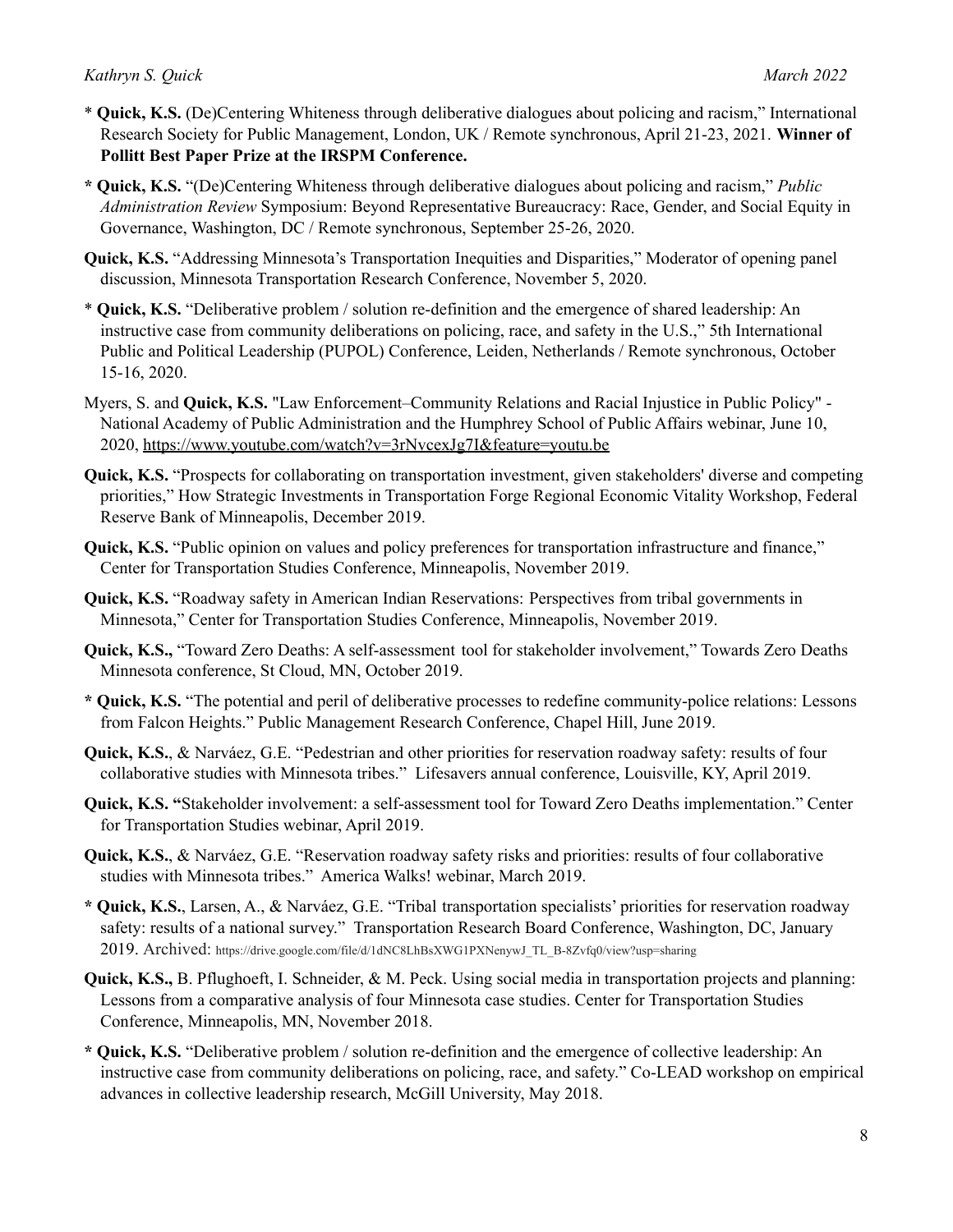\* **Quick, K.S.** (De)Centering Whiteness through deliberative dialogues about policing and racism," International Research Society for Public Management, London, UK / Remote synchronous, April 21-23, 2021. **Winner of Pollitt Best Paper Prize at the IRSPM Conference.**

**\* Quick, K.S.** "(De)Centering Whiteness through deliberative dialogues about policing and racism," *Public Administration Review* Symposium: Beyond Representative Bureaucracy: Race, Gender, and Social Equity in Governance, Washington, DC / Remote synchronous, September 25-26, 2020.

**Quick, K.S.** "Addressing Minnesota's Transportation Inequities and Disparities," Moderator of opening panel discussion, Minnesota Transportation Research Conference, November 5, 2020.

\* **Quick, K.S.** "Deliberative problem / solution re-definition and the emergence of shared leadership: An instructive case from community deliberations on policing, race, and safety in the U.S.," 5th International Public and Political Leadership (PUPOL) Conference, Leiden, Netherlands / Remote synchronous, October 15-16, 2020.

Myers, S. and **Quick, K.S.** "Law Enforcement–Community Relations and Racial Injustice in Public Policy" - National Academy of Public Administration and the Humphrey School of Public Affairs webinar, June 10, 2020, https://www.youtube.com/watch?v=3rNvcexJg7I&feature=youtu.be

**Quick, K.S.** "Prospects for collaborating on transportation investment, given stakeholders' diverse and competing priorities," How Strategic Investments in Transportation Forge Regional Economic Vitality Workshop, Federal Reserve Bank of Minneapolis, December 2019.

**Quick, K.S.** "Public opinion on values and policy preferences for transportation infrastructure and finance," Center for Transportation Studies Conference, Minneapolis, November 2019.

**Quick, K.S.** "Roadway safety in American Indian Reservations: Perspectives from tribal governments in Minnesota," Center for Transportation Studies Conference, Minneapolis, November 2019.

**Quick, K.S.,** "Toward Zero Deaths: A self-assessment tool for stakeholder involvement," Towards Zero Deaths Minnesota conference, St Cloud, MN, October 2019.

**\* Quick, K.S.** "The potential and peril of deliberative processes to redefine community-police relations: Lessons from Falcon Heights." Public Management Research Conference, Chapel Hill, June 2019.

**Quick, K.S.**, & Narváez, G.E. "Pedestrian and other priorities for reservation roadway safety: results of four collaborative studies with Minnesota tribes." Lifesavers annual conference, Louisville, KY, April 2019.

**Quick, K.S. "**Stakeholder involvement: a self-assessment tool for Toward Zero Deaths implementation." Center for Transportation Studies webinar, April 2019.

**Quick, K.S.**, & Narváez, G.E. "Reservation roadway safety risks and priorities: results of four collaborative studies with Minnesota tribes." America Walks! webinar, March 2019.

**\* Quick, K.S.**, Larsen, A., & Narváez, G.E. "Tribal transportation specialists' priorities for reservation roadway safety: results of a national survey." Transportation Research Board Conference, Washington, DC, January 2019. Archived: https://drive.google.com/file/d/1dNC8LhBsXWG1PXNenywJ_TL_B-8Zvfq0/view?usp=sharing

**Quick, K.S.,** B. Pflughoeft, I. Schneider, & M. Peck. Using social media in transportation projects and planning: Lessons from a comparative analysis of four Minnesota case studies. Center for Transportation Studies Conference, Minneapolis, MN, November 2018.

**\* Quick, K.S.** "Deliberative problem / solution re-definition and the emergence of collective leadership: An instructive case from community deliberations on policing, race, and safety." Co-LEAD workshop on empirical advances in collective leadership research, McGill University, May 2018.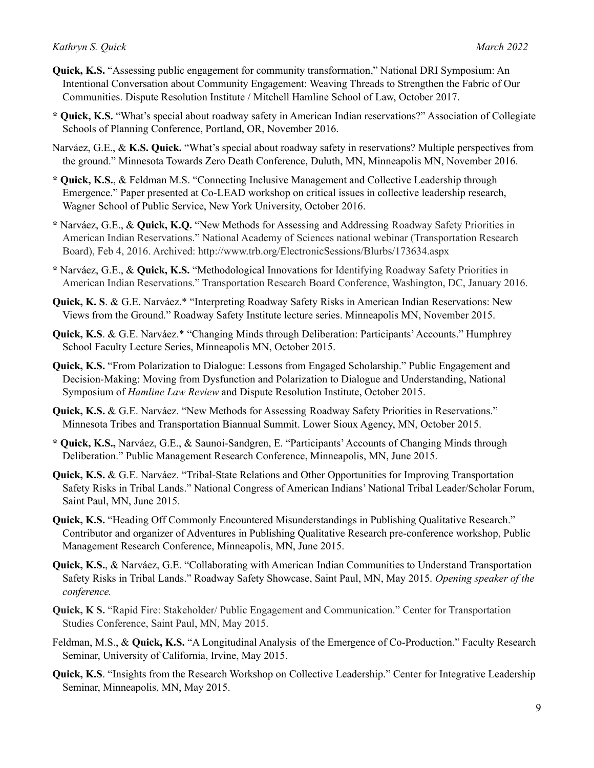**Quick, K.S.** “Assessing public engagement for community transformation,” National DRI Symposium: An Intentional Conversation about Community Engagement: Weaving Threads to Strengthen the Fabric of Our Communities. Dispute Resolution Institute / Mitchell Hamline School of Law, October 2017.

**\* Quick, K.S.** “What’s special about roadway safety in American Indian reservations?” Association of Collegiate Schools of Planning Conference, Portland, OR, November 2016.

Narváez, G.E., & **K.S. Quick.** “What’s special about roadway safety in reservations? Multiple perspectives from the ground.” Minnesota Towards Zero Death Conference, Duluth, MN, Minneapolis MN, November 2016.

**\* Quick, K.S.**, & Feldman M.S. “Connecting Inclusive Management and Collective Leadership through Emergence.” Paper presented at Co-LEAD workshop on critical issues in collective leadership research, Wagner School of Public Service, New York University, October 2016.

**\*** Narváez, G.E., & **Quick, K.Q.** “New Methods for Assessing and Addressing Roadway Safety Priorities in American Indian Reservations.” National Academy of Sciences national webinar (Transportation Research Board), Feb 4, 2016. Archived: http://www.trb.org/ElectronicSessions/Blurbs/173634.aspx

**\*** Narváez, G.E., & **Quick, K.S.** “Methodological Innovations for Identifying Roadway Safety Priorities in American Indian Reservations.” Transportation Research Board Conference, Washington, DC, January 2016.

**Quick, K. S**. & G.E. Narváez.\* “Interpreting Roadway Safety Risks in American Indian Reservations: New Views from the Ground.” Roadway Safety Institute lecture series. Minneapolis MN, November 2015.

**Quick, K.S**. & G.E. Narváez.\* “Changing Minds through Deliberation: Participants’ Accounts.” Humphrey School Faculty Lecture Series, Minneapolis MN, October 2015.

**Quick, K.S.** “From Polarization to Dialogue: Lessons from Engaged Scholarship.” Public Engagement and Decision-Making: Moving from Dysfunction and Polarization to Dialogue and Understanding, National Symposium of *Hamline Law Review* and Dispute Resolution Institute, October 2015.

**Quick, K.S.** & G.E. Narváez. “New Methods for Assessing Roadway Safety Priorities in Reservations.” Minnesota Tribes and Transportation Biannual Summit. Lower Sioux Agency, MN, October 2015.

**\* Quick, K.S.,** Narváez, G.E., & Saunoi-Sandgren, E. “Participants’ Accounts of Changing Minds through Deliberation.” Public Management Research Conference, Minneapolis, MN, June 2015.

**Quick, K.S.** & G.E. Narváez. “Tribal-State Relations and Other Opportunities for Improving Transportation Safety Risks in Tribal Lands.” National Congress of American Indians’ National Tribal Leader/Scholar Forum, Saint Paul, MN, June 2015.

**Quick, K.S.** “Heading Off Commonly Encountered Misunderstandings in Publishing Qualitative Research.” Contributor and organizer of Adventures in Publishing Qualitative Research pre-conference workshop, Public Management Research Conference, Minneapolis, MN, June 2015.

**Quick, K.S.**, & Narváez, G.E. “Collaborating with American Indian Communities to Understand Transportation Safety Risks in Tribal Lands.” Roadway Safety Showcase, Saint Paul, MN, May 2015. *Opening speaker of the conference.*

**Quick, K S.** “Rapid Fire: Stakeholder/ Public Engagement and Communication.” Center for Transportation Studies Conference, Saint Paul, MN, May 2015.

Feldman, M.S., & **Quick, K.S.** “A Longitudinal Analysis of the Emergence of Co-Production.” Faculty Research Seminar, University of California, Irvine, May 2015.

**Quick, K.S**. “Insights from the Research Workshop on Collective Leadership.” Center for Integrative Leadership Seminar, Minneapolis, MN, May 2015.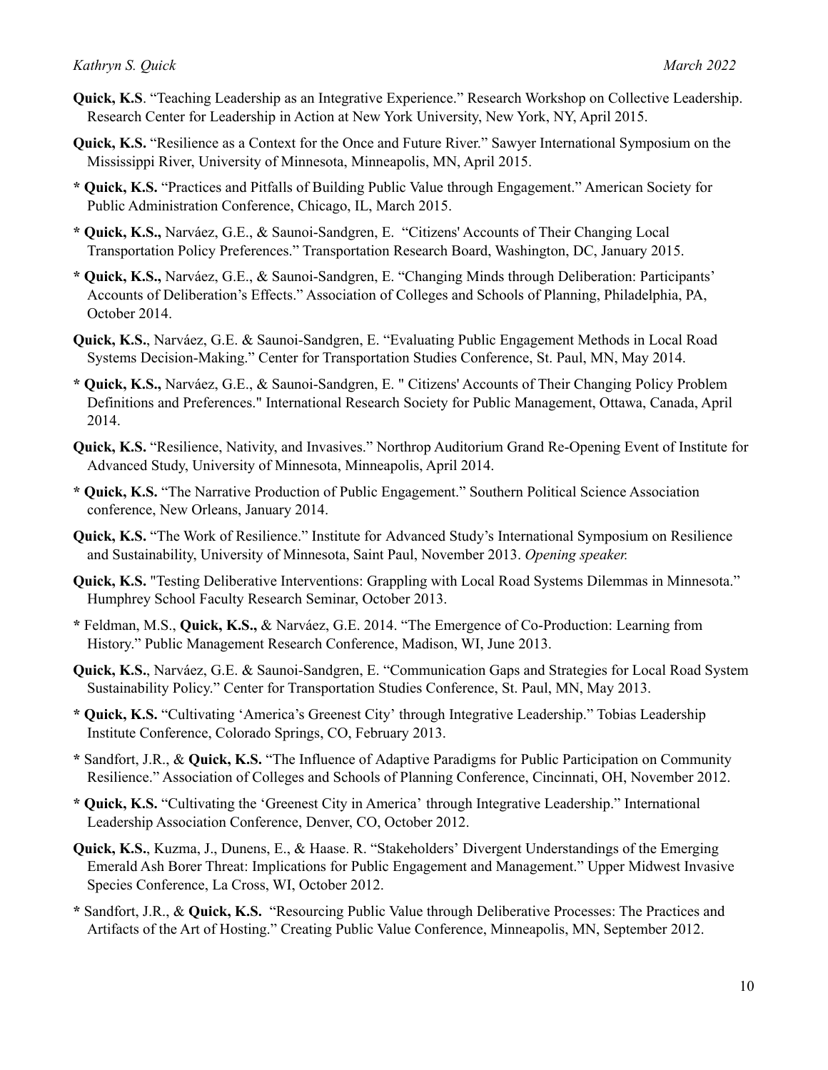**Quick, K.S**. "Teaching Leadership as an Integrative Experience." Research Workshop on Collective Leadership. Research Center for Leadership in Action at New York University, New York, NY, April 2015.

**Quick, K.S.** "Resilience as a Context for the Once and Future River." Sawyer International Symposium on the Mississippi River, University of Minnesota, Minneapolis, MN, April 2015.

* **Quick, K.S.** "Practices and Pitfalls of Building Public Value through Engagement." American Society for Public Administration Conference, Chicago, IL, March 2015.

* **Quick, K.S.,** Narváez, G.E., & Saunoi-Sandgren, E. "Citizens' Accounts of Their Changing Local Transportation Policy Preferences." Transportation Research Board, Washington, DC, January 2015.

* **Quick, K.S.,** Narváez, G.E., & Saunoi-Sandgren, E. "Changing Minds through Deliberation: Participants' Accounts of Deliberation's Effects." Association of Colleges and Schools of Planning, Philadelphia, PA, October 2014.

**Quick, K.S.**, Narváez, G.E. & Saunoi-Sandgren, E. "Evaluating Public Engagement Methods in Local Road Systems Decision-Making." Center for Transportation Studies Conference, St. Paul, MN, May 2014.

* **Quick, K.S.,** Narváez, G.E., & Saunoi-Sandgren, E. " Citizens' Accounts of Their Changing Policy Problem Definitions and Preferences." International Research Society for Public Management, Ottawa, Canada, April 2014.

**Quick, K.S.** "Resilience, Nativity, and Invasives." Northrop Auditorium Grand Re-Opening Event of Institute for Advanced Study, University of Minnesota, Minneapolis, April 2014.

* **Quick, K.S.** "The Narrative Production of Public Engagement." Southern Political Science Association conference, New Orleans, January 2014.

**Quick, K.S.** "The Work of Resilience." Institute for Advanced Study's International Symposium on Resilience and Sustainability, University of Minnesota, Saint Paul, November 2013. *Opening speaker.*

**Quick, K.S.** "Testing Deliberative Interventions: Grappling with Local Road Systems Dilemmas in Minnesota." Humphrey School Faculty Research Seminar, October 2013.

* Feldman, M.S., **Quick, K.S.,** & Narváez, G.E. 2014. "The Emergence of Co-Production: Learning from History." Public Management Research Conference, Madison, WI, June 2013.

**Quick, K.S.**, Narváez, G.E. & Saunoi-Sandgren, E. "Communication Gaps and Strategies for Local Road System Sustainability Policy." Center for Transportation Studies Conference, St. Paul, MN, May 2013.

* **Quick, K.S.** "Cultivating 'America's Greenest City' through Integrative Leadership." Tobias Leadership Institute Conference, Colorado Springs, CO, February 2013.

* Sandfort, J.R., & **Quick, K.S.** "The Influence of Adaptive Paradigms for Public Participation on Community Resilience." Association of Colleges and Schools of Planning Conference, Cincinnati, OH, November 2012.

* **Quick, K.S.** "Cultivating the 'Greenest City in America' through Integrative Leadership." International Leadership Association Conference, Denver, CO, October 2012.

**Quick, K.S.**, Kuzma, J., Dunens, E., & Haase. R. "Stakeholders' Divergent Understandings of the Emerging Emerald Ash Borer Threat: Implications for Public Engagement and Management." Upper Midwest Invasive Species Conference, La Cross, WI, October 2012.

* Sandfort, J.R., & **Quick, K.S.** "Resourcing Public Value through Deliberative Processes: The Practices and Artifacts of the Art of Hosting." Creating Public Value Conference, Minneapolis, MN, September 2012.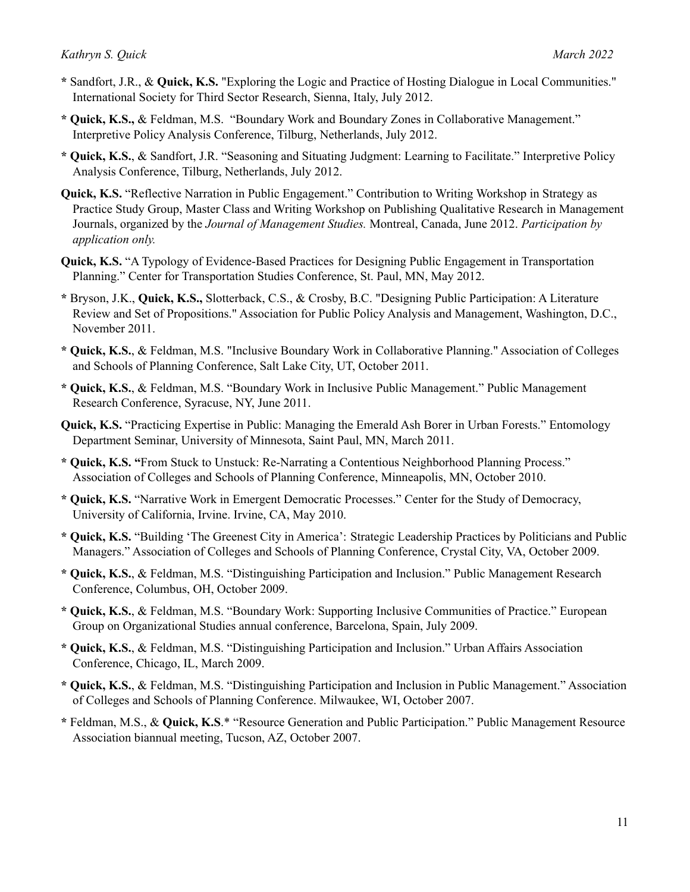* Sandfort, J.R., & **Quick, K.S.** "Exploring the Logic and Practice of Hosting Dialogue in Local Communities." International Society for Third Sector Research, Sienna, Italy, July 2012.

* **Quick, K.S.,** & Feldman, M.S. "Boundary Work and Boundary Zones in Collaborative Management." Interpretive Policy Analysis Conference, Tilburg, Netherlands, July 2012.

* **Quick, K.S.**, & Sandfort, J.R. "Seasoning and Situating Judgment: Learning to Facilitate." Interpretive Policy Analysis Conference, Tilburg, Netherlands, July 2012.

**Quick, K.S.** "Reflective Narration in Public Engagement." Contribution to Writing Workshop in Strategy as Practice Study Group, Master Class and Writing Workshop on Publishing Qualitative Research in Management Journals, organized by the *Journal of Management Studies.* Montreal, Canada, June 2012. *Participation by application only.*

**Quick, K.S.** "A Typology of Evidence-Based Practices for Designing Public Engagement in Transportation Planning." Center for Transportation Studies Conference, St. Paul, MN, May 2012.

* Bryson, J.K., **Quick, K.S.,** Slotterback, C.S., & Crosby, B.C. "Designing Public Participation: A Literature Review and Set of Propositions." Association for Public Policy Analysis and Management, Washington, D.C., November 2011.

* **Quick, K.S.**, & Feldman, M.S. "Inclusive Boundary Work in Collaborative Planning." Association of Colleges and Schools of Planning Conference, Salt Lake City, UT, October 2011.

* **Quick, K.S.**, & Feldman, M.S. "Boundary Work in Inclusive Public Management." Public Management Research Conference, Syracuse, NY, June 2011.

**Quick, K.S.** "Practicing Expertise in Public: Managing the Emerald Ash Borer in Urban Forests." Entomology Department Seminar, University of Minnesota, Saint Paul, MN, March 2011.

* **Quick, K.S. "**From Stuck to Unstuck: Re-Narrating a Contentious Neighborhood Planning Process." Association of Colleges and Schools of Planning Conference, Minneapolis, MN, October 2010.

* **Quick, K.S.** "Narrative Work in Emergent Democratic Processes." Center for the Study of Democracy, University of California, Irvine. Irvine, CA, May 2010.

* **Quick, K.S.** "Building 'The Greenest City in America': Strategic Leadership Practices by Politicians and Public Managers." Association of Colleges and Schools of Planning Conference, Crystal City, VA, October 2009.

* **Quick, K.S.**, & Feldman, M.S. "Distinguishing Participation and Inclusion." Public Management Research Conference, Columbus, OH, October 2009.

* **Quick, K.S.**, & Feldman, M.S. "Boundary Work: Supporting Inclusive Communities of Practice." European Group on Organizational Studies annual conference, Barcelona, Spain, July 2009.

* **Quick, K.S.**, & Feldman, M.S. "Distinguishing Participation and Inclusion." Urban Affairs Association Conference, Chicago, IL, March 2009.

* **Quick, K.S.**, & Feldman, M.S. "Distinguishing Participation and Inclusion in Public Management." Association of Colleges and Schools of Planning Conference. Milwaukee, WI, October 2007.

* Feldman, M.S., & **Quick, K.S**.* "Resource Generation and Public Participation." Public Management Resource Association biannual meeting, Tucson, AZ, October 2007.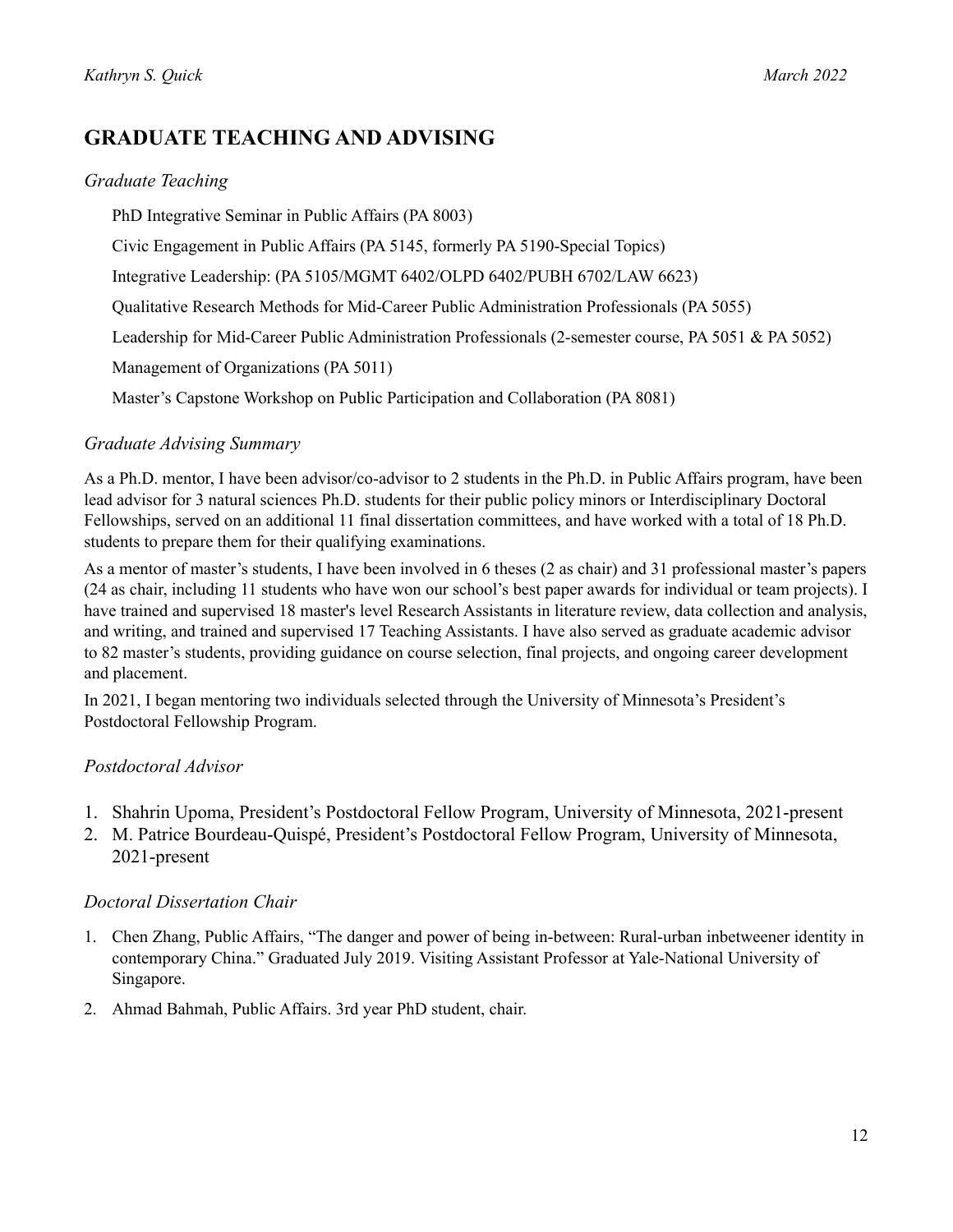## GRADUATE TEACHING AND ADVISING

### *Graduate Teaching*

PhD Integrative Seminar in Public Affairs (PA 8003)

Civic Engagement in Public Affairs (PA 5145, formerly PA 5190-Special Topics)

Integrative Leadership: (PA 5105/MGMT 6402/OLPD 6402/PUBH 6702/LAW 6623)

Qualitative Research Methods for Mid-Career Public Administration Professionals (PA 5055)

Leadership for Mid-Career Public Administration Professionals (2-semester course, PA 5051 & PA 5052)

Management of Organizations (PA 5011)

Master's Capstone Workshop on Public Participation and Collaboration (PA 8081)

### *Graduate Advising Summary*

As a Ph.D. mentor, I have been advisor/co-advisor to 2 students in the Ph.D. in Public Affairs program, have been lead advisor for 3 natural sciences Ph.D. students for their public policy minors or Interdisciplinary Doctoral Fellowships, served on an additional 11 final dissertation committees, and have worked with a total of 18 Ph.D. students to prepare them for their qualifying examinations.

As a mentor of master's students, I have been involved in 6 theses (2 as chair) and 31 professional master's papers (24 as chair, including 11 students who have won our school's best paper awards for individual or team projects). I have trained and supervised 18 master's level Research Assistants in literature review, data collection and analysis, and writing, and trained and supervised 17 Teaching Assistants. I have also served as graduate academic advisor to 82 master's students, providing guidance on course selection, final projects, and ongoing career development and placement.

In 2021, I began mentoring two individuals selected through the University of Minnesota's President's Postdoctoral Fellowship Program.

### *Postdoctoral Advisor*

1. Shahrin Upoma, President's Postdoctoral Fellow Program, University of Minnesota, 2021-present
2. M. Patrice Bourdeau-Quispé, President's Postdoctoral Fellow Program, University of Minnesota, 2021-present

### *Doctoral Dissertation Chair*

1. Chen Zhang, Public Affairs, "The danger and power of being in-between: Rural-urban inbetweener identity in contemporary China." Graduated July 2019. Visiting Assistant Professor at Yale-National University of Singapore.
2. Ahmad Bahmah, Public Affairs. 3rd year PhD student, chair.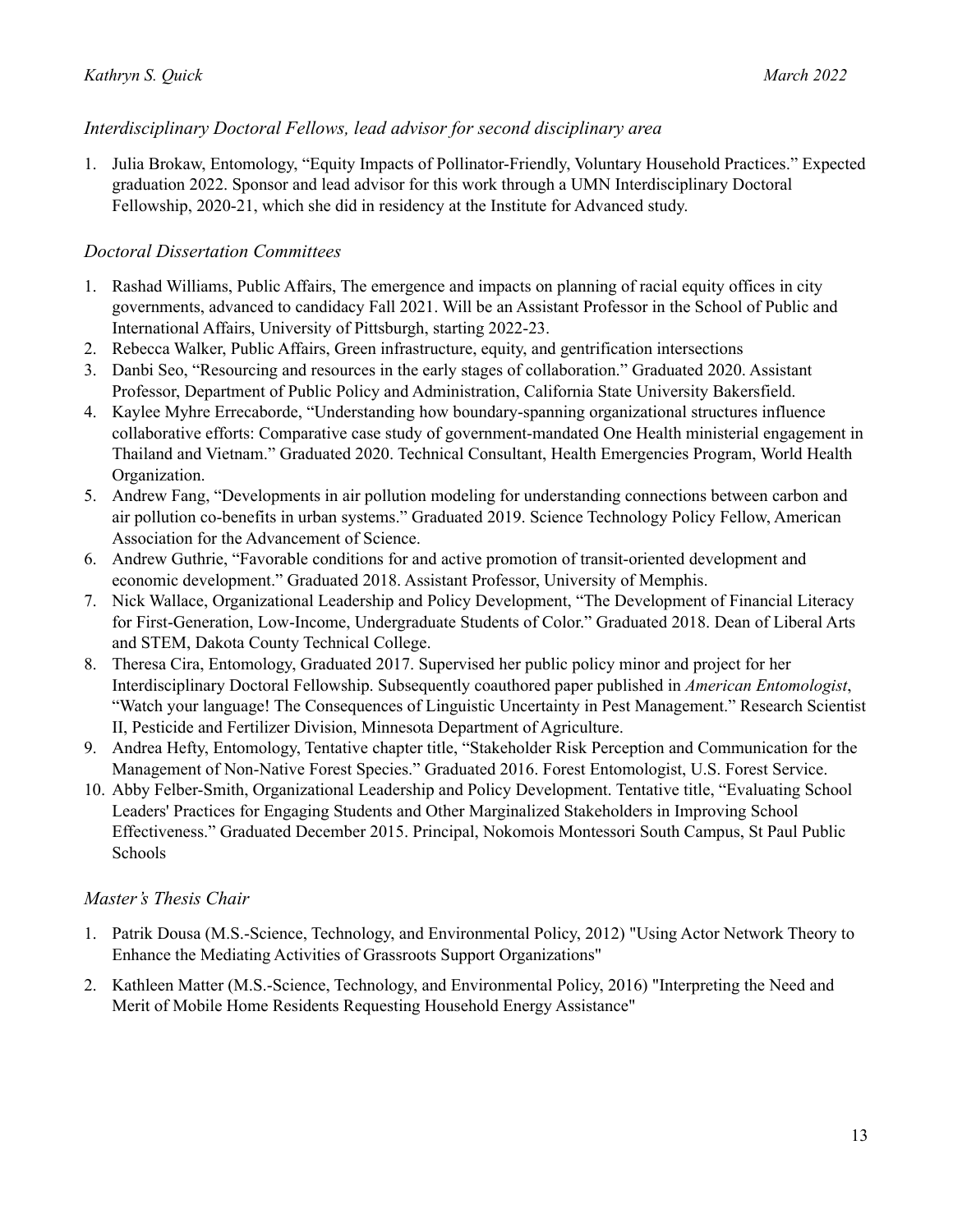*Interdisciplinary Doctoral Fellows, lead advisor for second disciplinary area*

1. Julia Brokaw, Entomology, "Equity Impacts of Pollinator-Friendly, Voluntary Household Practices." Expected graduation 2022. Sponsor and lead advisor for this work through a UMN Interdisciplinary Doctoral Fellowship, 2020-21, which she did in residency at the Institute for Advanced study.

*Doctoral Dissertation Committees*

1. Rashad Williams, Public Affairs, The emergence and impacts on planning of racial equity offices in city governments, advanced to candidacy Fall 2021. Will be an Assistant Professor in the School of Public and International Affairs, University of Pittsburgh, starting 2022-23.
2. Rebecca Walker, Public Affairs, Green infrastructure, equity, and gentrification intersections
3. Danbi Seo, "Resourcing and resources in the early stages of collaboration." Graduated 2020. Assistant Professor, Department of Public Policy and Administration, California State University Bakersfield.
4. Kaylee Myhre Errecaborde, "Understanding how boundary-spanning organizational structures influence collaborative efforts: Comparative case study of government-mandated One Health ministerial engagement in Thailand and Vietnam." Graduated 2020. Technical Consultant, Health Emergencies Program, World Health Organization.
5. Andrew Fang, "Developments in air pollution modeling for understanding connections between carbon and air pollution co-benefits in urban systems." Graduated 2019. Science Technology Policy Fellow, American Association for the Advancement of Science.
6. Andrew Guthrie, "Favorable conditions for and active promotion of transit-oriented development and economic development." Graduated 2018. Assistant Professor, University of Memphis.
7. Nick Wallace, Organizational Leadership and Policy Development, "The Development of Financial Literacy for First-Generation, Low-Income, Undergraduate Students of Color." Graduated 2018. Dean of Liberal Arts and STEM, Dakota County Technical College.
8. Theresa Cira, Entomology, Graduated 2017. Supervised her public policy minor and project for her Interdisciplinary Doctoral Fellowship. Subsequently coauthored paper published in *American Entomologist*, "Watch your language! The Consequences of Linguistic Uncertainty in Pest Management." Research Scientist II, Pesticide and Fertilizer Division, Minnesota Department of Agriculture.
9. Andrea Hefty, Entomology, Tentative chapter title, "Stakeholder Risk Perception and Communication for the Management of Non-Native Forest Species." Graduated 2016. Forest Entomologist, U.S. Forest Service.
10. Abby Felber-Smith, Organizational Leadership and Policy Development. Tentative title, "Evaluating School Leaders' Practices for Engaging Students and Other Marginalized Stakeholders in Improving School Effectiveness." Graduated December 2015. Principal, Nokomois Montessori South Campus, St Paul Public Schools

*Master's Thesis Chair*

1. Patrik Dousa (M.S.-Science, Technology, and Environmental Policy, 2012) "Using Actor Network Theory to Enhance the Mediating Activities of Grassroots Support Organizations"

2. Kathleen Matter (M.S.-Science, Technology, and Environmental Policy, 2016) "Interpreting the Need and Merit of Mobile Home Residents Requesting Household Energy Assistance"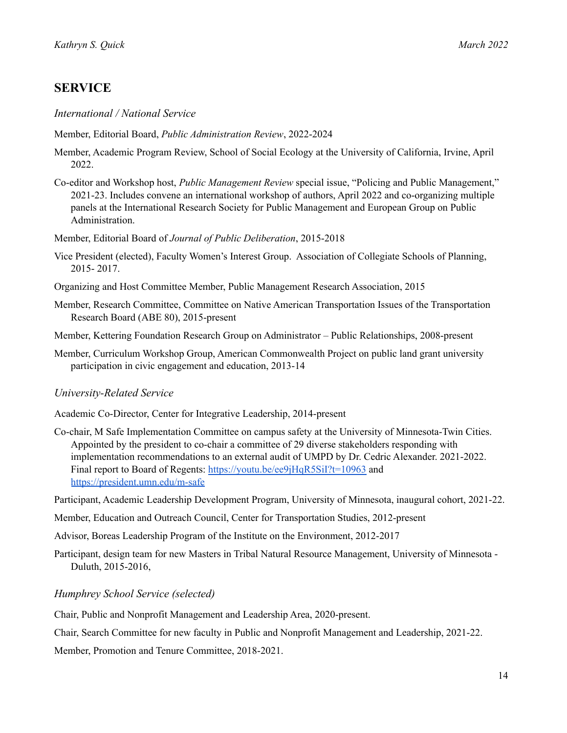## SERVICE

*International / National Service*

Member, Editorial Board, *Public Administration Review*, 2022-2024

Member, Academic Program Review, School of Social Ecology at the University of California, Irvine, April 2022.

Co-editor and Workshop host, *Public Management Review* special issue, "Policing and Public Management," 2021-23. Includes convene an international workshop of authors, April 2022 and co-organizing multiple panels at the International Research Society for Public Management and European Group on Public Administration.

Member, Editorial Board of *Journal of Public Deliberation*, 2015-2018

Vice President (elected), Faculty Women's Interest Group. Association of Collegiate Schools of Planning, 2015- 2017.

Organizing and Host Committee Member, Public Management Research Association, 2015

Member, Research Committee, Committee on Native American Transportation Issues of the Transportation Research Board (ABE 80), 2015-present

Member, Kettering Foundation Research Group on Administrator – Public Relationships, 2008-present

Member, Curriculum Workshop Group, American Commonwealth Project on public land grant university participation in civic engagement and education, 2013-14

*University-Related Service*

Academic Co-Director, Center for Integrative Leadership, 2014-present

Co-chair, M Safe Implementation Committee on campus safety at the University of Minnesota-Twin Cities. Appointed by the president to co-chair a committee of 29 diverse stakeholders responding with implementation recommendations to an external audit of UMPD by Dr. Cedric Alexander. 2021-2022. Final report to Board of Regents: https://youtu.be/ee9jHqR5SiI?t=10963 and https://president.umn.edu/m-safe

Participant, Academic Leadership Development Program, University of Minnesota, inaugural cohort, 2021-22.

Member, Education and Outreach Council, Center for Transportation Studies, 2012-present

Advisor, Boreas Leadership Program of the Institute on the Environment, 2012-2017

Participant, design team for new Masters in Tribal Natural Resource Management, University of Minnesota - Duluth, 2015-2016,

*Humphrey School Service (selected)*

Chair, Public and Nonprofit Management and Leadership Area, 2020-present.

Chair, Search Committee for new faculty in Public and Nonprofit Management and Leadership, 2021-22.

Member, Promotion and Tenure Committee, 2018-2021.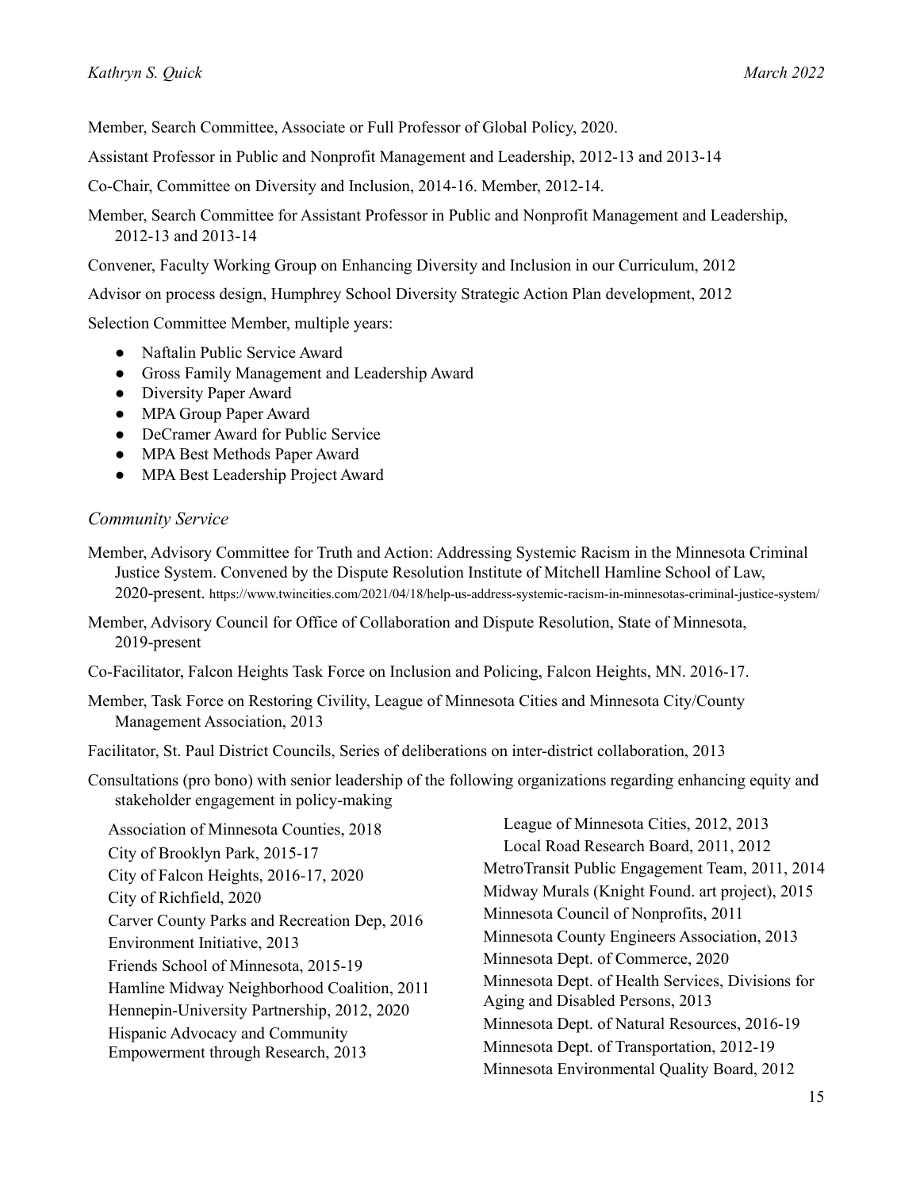Member, Search Committee, Associate or Full Professor of Global Policy, 2020.

Assistant Professor in Public and Nonprofit Management and Leadership, 2012-13 and 2013-14

Co-Chair, Committee on Diversity and Inclusion, 2014-16. Member, 2012-14.

Member, Search Committee for Assistant Professor in Public and Nonprofit Management and Leadership, 2012-13 and 2013-14

Convener, Faculty Working Group on Enhancing Diversity and Inclusion in our Curriculum, 2012

Advisor on process design, Humphrey School Diversity Strategic Action Plan development, 2012

Selection Committee Member, multiple years:

- Naftalin Public Service Award
- Gross Family Management and Leadership Award
- Diversity Paper Award
- MPA Group Paper Award
- DeCramer Award for Public Service
- MPA Best Methods Paper Award
- MPA Best Leadership Project Award

### *Community Service*

Member, Advisory Committee for Truth and Action: Addressing Systemic Racism in the Minnesota Criminal Justice System. Convened by the Dispute Resolution Institute of Mitchell Hamline School of Law, 2020-present. https://www.twincities.com/2021/04/18/help-us-address-systemic-racism-in-minnesotas-criminal-justice-system/

Member, Advisory Council for Office of Collaboration and Dispute Resolution, State of Minnesota, 2019-present

Co-Facilitator, Falcon Heights Task Force on Inclusion and Policing, Falcon Heights, MN. 2016-17.

Member, Task Force on Restoring Civility, League of Minnesota Cities and Minnesota City/County Management Association, 2013

Facilitator, St. Paul District Councils, Series of deliberations on inter-district collaboration, 2013

Consultations (pro bono) with senior leadership of the following organizations regarding enhancing equity and stakeholder engagement in policy-making

Association of Minnesota Counties, 2018
City of Brooklyn Park, 2015-17
City of Falcon Heights, 2016-17, 2020
City of Richfield, 2020
Carver County Parks and Recreation Dep, 2016
Environment Initiative, 2013
Friends School of Minnesota, 2015-19
Hamline Midway Neighborhood Coalition, 2011
Hennepin-University Partnership, 2012, 2020
Hispanic Advocacy and Community Empowerment through Research, 2013
League of Minnesota Cities, 2012, 2013
Local Road Research Board, 2011, 2012
MetroTransit Public Engagement Team, 2011, 2014
Midway Murals (Knight Found. art project), 2015
Minnesota Council of Nonprofits, 2011
Minnesota County Engineers Association, 2013
Minnesota Dept. of Commerce, 2020
Minnesota Dept. of Health Services, Divisions for Aging and Disabled Persons, 2013
Minnesota Dept. of Natural Resources, 2016-19
Minnesota Dept. of Transportation, 2012-19
Minnesota Environmental Quality Board, 2012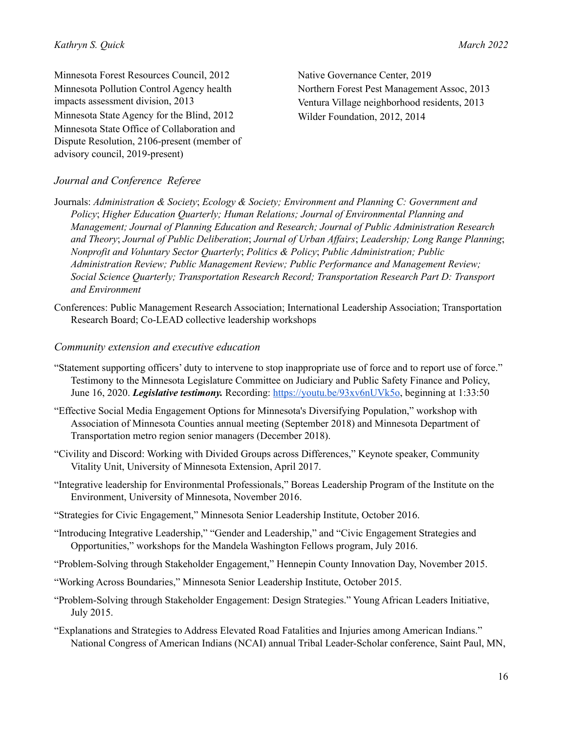Minnesota Forest Resources Council, 2012
Minnesota Pollution Control Agency health impacts assessment division, 2013
Minnesota State Agency for the Blind, 2012
Minnesota State Office of Collaboration and Dispute Resolution, 2106-present (member of advisory council, 2019-present)
Native Governance Center, 2019
Northern Forest Pest Management Assoc, 2013
Ventura Village neighborhood residents, 2013
Wilder Foundation, 2012, 2014

*Journal and Conference Referee*

Journals: *Administration & Society*; *Ecology & Society; Environment and Planning C: Government and Policy*; *Higher Education Quarterly; Human Relations; Journal of Environmental Planning and Management; Journal of Planning Education and Research; Journal of Public Administration Research and Theory*; *Journal of Public Deliberation*; *Journal of Urban Affairs*; *Leadership; Long Range Planning*; *Nonprofit and Voluntary Sector Quarterly*; *Politics & Policy*; *Public Administration; Public Administration Review; Public Management Review; Public Performance and Management Review; Social Science Quarterly; Transportation Research Record; Transportation Research Part D: Transport and Environment*

Conferences: Public Management Research Association; International Leadership Association; Transportation Research Board; Co-LEAD collective leadership workshops

*Community extension and executive education*

"Statement supporting officers' duty to intervene to stop inappropriate use of force and to report use of force." Testimony to the Minnesota Legislature Committee on Judiciary and Public Safety Finance and Policy, June 16, 2020. ***Legislative testimony.*** Recording: https://youtu.be/93xv6nUVk5o, beginning at 1:33:50

"Effective Social Media Engagement Options for Minnesota's Diversifying Population," workshop with Association of Minnesota Counties annual meeting (September 2018) and Minnesota Department of Transportation metro region senior managers (December 2018).

"Civility and Discord: Working with Divided Groups across Differences," Keynote speaker, Community Vitality Unit, University of Minnesota Extension, April 2017.

"Integrative leadership for Environmental Professionals," Boreas Leadership Program of the Institute on the Environment, University of Minnesota, November 2016.

"Strategies for Civic Engagement," Minnesota Senior Leadership Institute, October 2016.

"Introducing Integrative Leadership," "Gender and Leadership," and "Civic Engagement Strategies and Opportunities," workshops for the Mandela Washington Fellows program, July 2016.

"Problem-Solving through Stakeholder Engagement," Hennepin County Innovation Day, November 2015.

"Working Across Boundaries," Minnesota Senior Leadership Institute, October 2015.

"Problem-Solving through Stakeholder Engagement: Design Strategies." Young African Leaders Initiative, July 2015.

"Explanations and Strategies to Address Elevated Road Fatalities and Injuries among American Indians." National Congress of American Indians (NCAI) annual Tribal Leader-Scholar conference, Saint Paul, MN,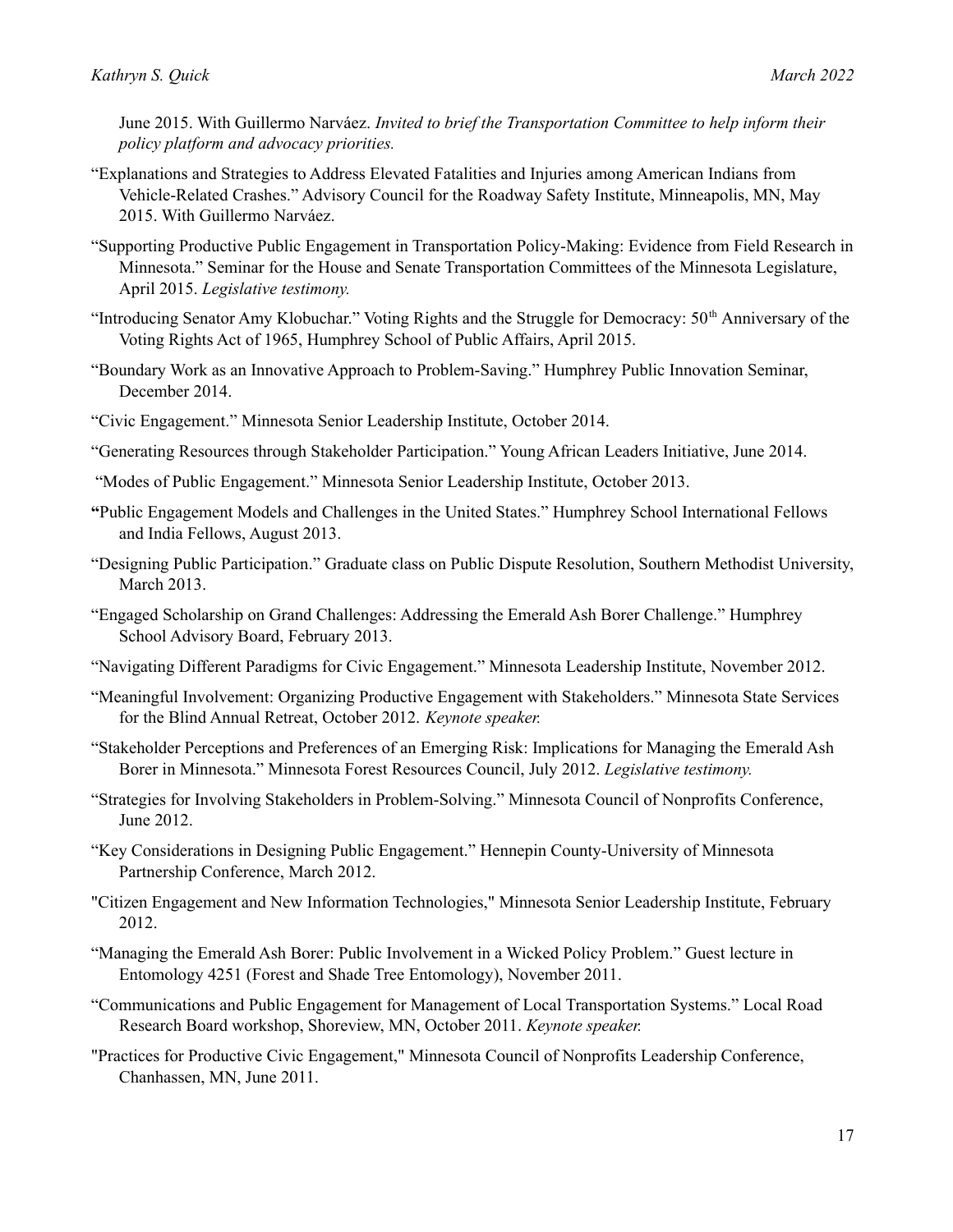June 2015. With Guillermo Narváez. *Invited to brief the Transportation Committee to help inform their policy platform and advocacy priorities.*

"Explanations and Strategies to Address Elevated Fatalities and Injuries among American Indians from Vehicle-Related Crashes." Advisory Council for the Roadway Safety Institute, Minneapolis, MN, May 2015. With Guillermo Narváez.

"Supporting Productive Public Engagement in Transportation Policy-Making: Evidence from Field Research in Minnesota." Seminar for the House and Senate Transportation Committees of the Minnesota Legislature, April 2015. *Legislative testimony.*

"Introducing Senator Amy Klobuchar." Voting Rights and the Struggle for Democracy: 50th Anniversary of the Voting Rights Act of 1965, Humphrey School of Public Affairs, April 2015.

"Boundary Work as an Innovative Approach to Problem-Saving." Humphrey Public Innovation Seminar, December 2014.

"Civic Engagement." Minnesota Senior Leadership Institute, October 2014.

"Generating Resources through Stakeholder Participation." Young African Leaders Initiative, June 2014.

"Modes of Public Engagement." Minnesota Senior Leadership Institute, October 2013.

"Public Engagement Models and Challenges in the United States." Humphrey School International Fellows and India Fellows, August 2013.

"Designing Public Participation." Graduate class on Public Dispute Resolution, Southern Methodist University, March 2013.

"Engaged Scholarship on Grand Challenges: Addressing the Emerald Ash Borer Challenge." Humphrey School Advisory Board, February 2013.

"Navigating Different Paradigms for Civic Engagement." Minnesota Leadership Institute, November 2012.

"Meaningful Involvement: Organizing Productive Engagement with Stakeholders." Minnesota State Services for the Blind Annual Retreat, October 2012. *Keynote speaker.*

"Stakeholder Perceptions and Preferences of an Emerging Risk: Implications for Managing the Emerald Ash Borer in Minnesota." Minnesota Forest Resources Council, July 2012. *Legislative testimony.*

"Strategies for Involving Stakeholders in Problem-Solving." Minnesota Council of Nonprofits Conference, June 2012.

"Key Considerations in Designing Public Engagement." Hennepin County-University of Minnesota Partnership Conference, March 2012.

"Citizen Engagement and New Information Technologies," Minnesota Senior Leadership Institute, February 2012.

"Managing the Emerald Ash Borer: Public Involvement in a Wicked Policy Problem." Guest lecture in Entomology 4251 (Forest and Shade Tree Entomology), November 2011.

"Communications and Public Engagement for Management of Local Transportation Systems." Local Road Research Board workshop, Shoreview, MN, October 2011. *Keynote speaker.*

"Practices for Productive Civic Engagement," Minnesota Council of Nonprofits Leadership Conference, Chanhassen, MN, June 2011.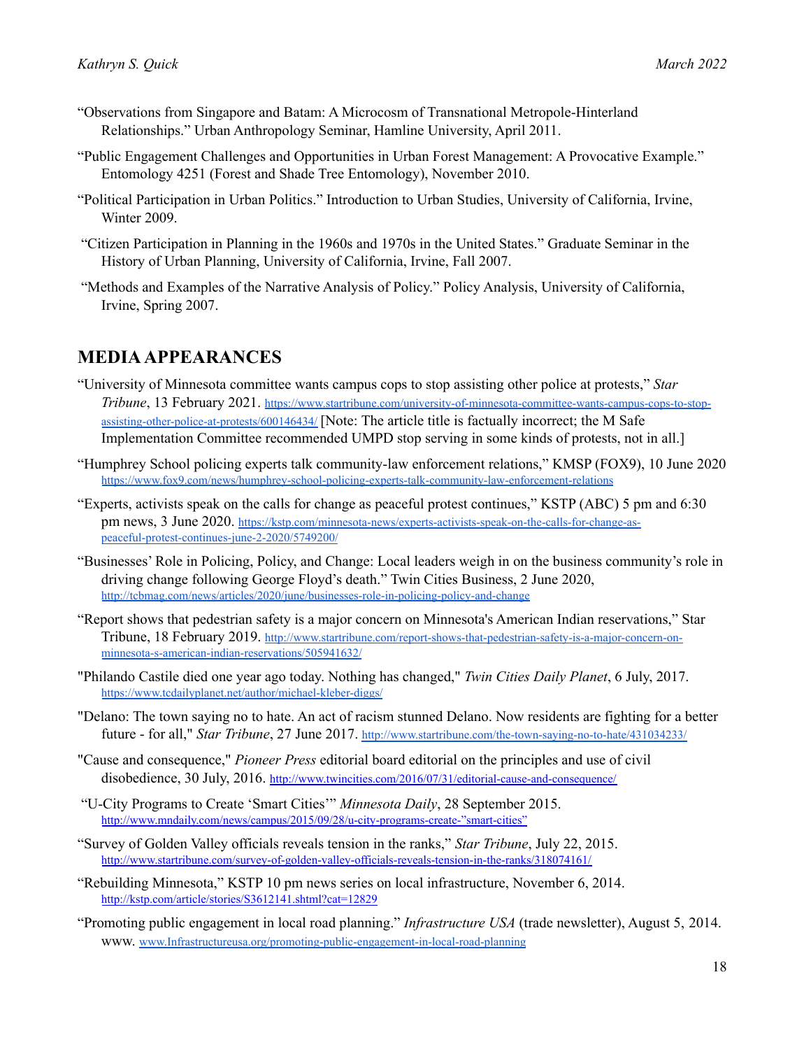"Observations from Singapore and Batam: A Microcosm of Transnational Metropole-Hinterland Relationships." Urban Anthropology Seminar, Hamline University, April 2011.

"Public Engagement Challenges and Opportunities in Urban Forest Management: A Provocative Example." Entomology 4251 (Forest and Shade Tree Entomology), November 2010.

"Political Participation in Urban Politics." Introduction to Urban Studies, University of California, Irvine, Winter 2009.

"Citizen Participation in Planning in the 1960s and 1970s in the United States." Graduate Seminar in the History of Urban Planning, University of California, Irvine, Fall 2007.

"Methods and Examples of the Narrative Analysis of Policy." Policy Analysis, University of California, Irvine, Spring 2007.

## MEDIA APPEARANCES

"University of Minnesota committee wants campus cops to stop assisting other police at protests," *Star Tribune*, 13 February 2021. https://www.startribune.com/university-of-minnesota-committee-wants-campus-cops-to-stop-assisting-other-police-at-protests/600146434/ [Note: The article title is factually incorrect; the M Safe Implementation Committee recommended UMPD stop serving in some kinds of protests, not in all.]

"Humphrey School policing experts talk community-law enforcement relations," KMSP (FOX9), 10 June 2020 https://www.fox9.com/news/humphrey-school-policing-experts-talk-community-law-enforcement-relations

"Experts, activists speak on the calls for change as peaceful protest continues," KSTP (ABC) 5 pm and 6:30 pm news, 3 June 2020. https://kstp.com/minnesota-news/experts-activists-speak-on-the-calls-for-change-as-peaceful-protest-continues-june-2-2020/5749200/

"Businesses' Role in Policing, Policy, and Change: Local leaders weigh in on the business community's role in driving change following George Floyd's death." Twin Cities Business, 2 June 2020, http://tcbmag.com/news/articles/2020/june/businesses-role-in-policing-policy-and-change

"Report shows that pedestrian safety is a major concern on Minnesota's American Indian reservations," Star Tribune, 18 February 2019. http://www.startribune.com/report-shows-that-pedestrian-safety-is-a-major-concern-on-minnesota-s-american-indian-reservations/505941632/

"Philando Castile died one year ago today. Nothing has changed," *Twin Cities Daily Planet*, 6 July, 2017. https://www.tcdailyplanet.net/author/michael-kleber-diggs/

"Delano: The town saying no to hate. An act of racism stunned Delano. Now residents are fighting for a better future - for all," *Star Tribune*, 27 June 2017. http://www.startribune.com/the-town-saying-no-to-hate/431034233/

"Cause and consequence," *Pioneer Press* editorial board editorial on the principles and use of civil disobedience, 30 July, 2016. http://www.twincities.com/2016/07/31/editorial-cause-and-consequence/

"U-City Programs to Create 'Smart Cities'" *Minnesota Daily*, 28 September 2015. http://www.mndaily.com/news/campus/2015/09/28/u-city-programs-create-"smart-cities"

"Survey of Golden Valley officials reveals tension in the ranks," *Star Tribune*, July 22, 2015. http://www.startribune.com/survey-of-golden-valley-officials-reveals-tension-in-the-ranks/318074161/

"Rebuilding Minnesota," KSTP 10 pm news series on local infrastructure, November 6, 2014. http://kstp.com/article/stories/S3612141.shtml?cat=12829

"Promoting public engagement in local road planning." *Infrastructure USA* (trade newsletter), August 5, 2014. www. www.Infrastructureusa.org/promoting-public-engagement-in-local-road-planning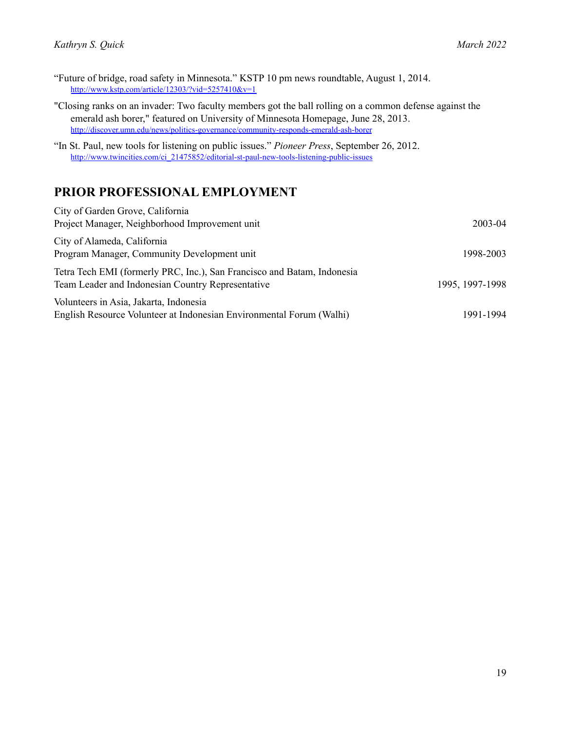"Future of bridge, road safety in Minnesota." KSTP 10 pm news roundtable, August 1, 2014. http://www.kstp.com/article/12303/?vid=5257410&v=1

"Closing ranks on an invader: Two faculty members got the ball rolling on a common defense against the emerald ash borer," featured on University of Minnesota Homepage, June 28, 2013. http://discover.umn.edu/news/politics-governance/community-responds-emerald-ash-borer

"In St. Paul, new tools for listening on public issues." *Pioneer Press*, September 26, 2012. http://www.twincities.com/ci_21475852/editorial-st-paul-new-tools-listening-public-issues

## PRIOR PROFESSIONAL EMPLOYMENT

City of Garden Grove, California
Project Manager, Neighborhood Improvement unit — 2003-04

City of Alameda, California
Program Manager, Community Development unit — 1998-2003

Tetra Tech EMI (formerly PRC, Inc.), San Francisco and Batam, Indonesia
Team Leader and Indonesian Country Representative — 1995, 1997-1998

Volunteers in Asia, Jakarta, Indonesia
English Resource Volunteer at Indonesian Environmental Forum (Walhi) — 1991-1994